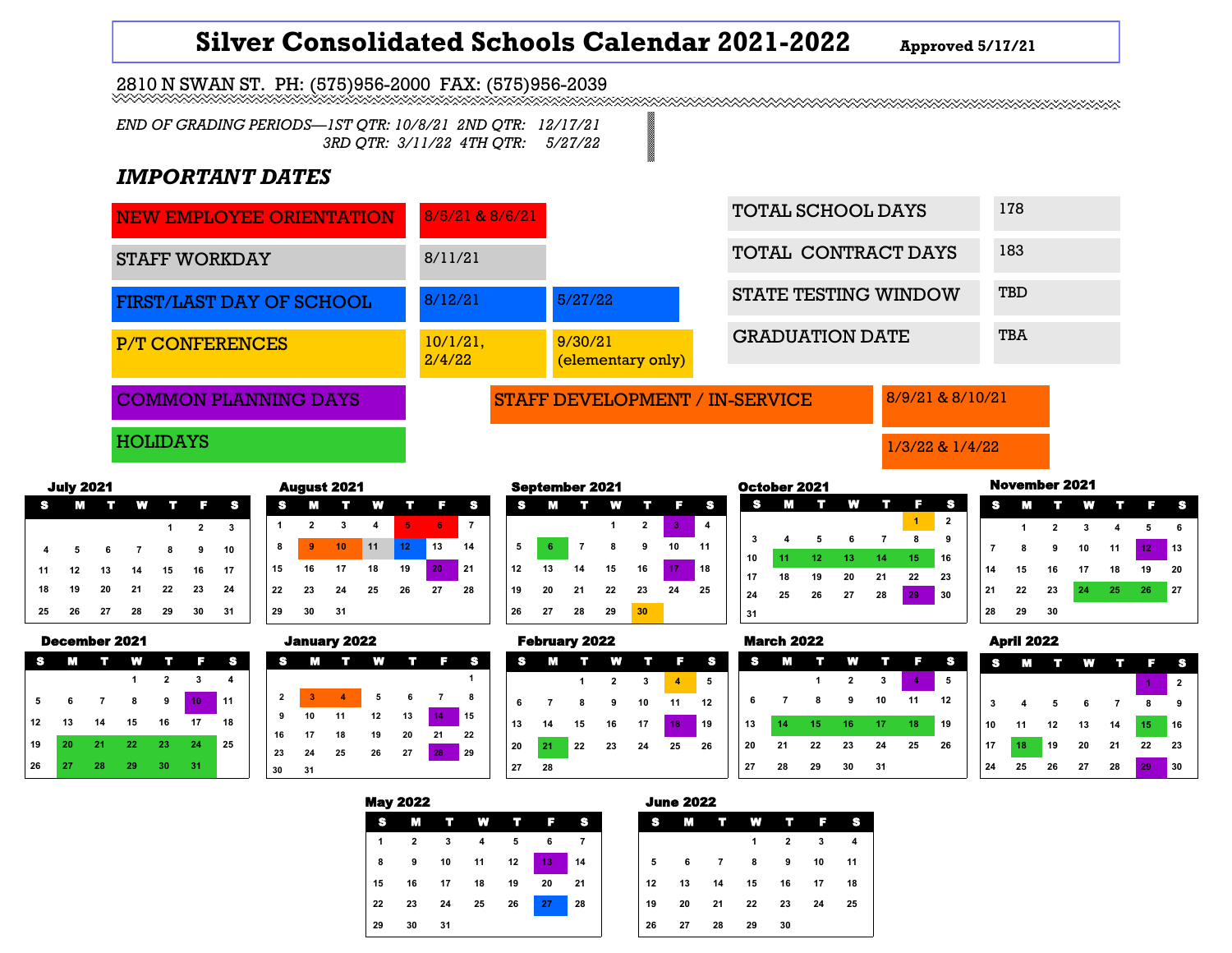# Silver Consolidated Schools Calendar 2021-2022

**Approved 5/17/21**

2810 N SWAN ST. PH: (575)956-2000 FAX: (575)956-2039

*END OF GRADING PERIODS—1ST QTR: 10/8/21 2ND QTR: 12/17/21*
*3RD QTR: 3/11/22 4TH QTR: 5/27/22*

## IMPORTANT DATES

| | | |
|---|---|---|
| NEW EMPLOYEE ORIENTATION | 8/5/21 & 8/6/21 | |
| STAFF WORKDAY | 8/11/21 | |
| FIRST/LAST DAY OF SCHOOL | 8/12/21 | 5/27/22 |
| P/T CONFERENCES | 10/1/21, 2/4/22 | 9/30/21 (elementary only) |
| COMMON PLANNING DAYS | | |
| HOLIDAYS | | |
| STAFF DEVELOPMENT / IN-SERVICE | 8/9/21 & 8/10/21 | 1/3/22 & 1/4/22 |

| | |
|---|---|
| TOTAL SCHOOL DAYS | 178 |
| TOTAL CONTRACT DAYS | 183 |
| STATE TESTING WINDOW | TBD |
| GRADUATION DATE | TBA |

### July 2021

| S | M | T | W | T | F | S |
|---|---|---|---|---|---|---|
| | | | | 1 | 2 | 3 |
| 4 | 5 | 6 | 7 | 8 | 9 | 10 |
| 11 | 12 | 13 | 14 | 15 | 16 | 17 |
| 18 | 19 | 20 | 21 | 22 | 23 | 24 |
| 25 | 26 | 27 | 28 | 29 | 30 | 31 |

### August 2021

| S | M | T | W | T | F | S |
|---|---|---|---|---|---|---|
| 1 | 2 | 3 | 4 | 5 | 6 | 7 |
| 8 | 9 | 10 | 11 | 12 | 13 | 14 |
| 15 | 16 | 17 | 18 | 19 | 20 | 21 |
| 22 | 23 | 24 | 25 | 26 | 27 | 28 |
| 29 | 30 | 31 | | | | |

### September 2021

| S | M | T | W | T | F | S |
|---|---|---|---|---|---|---|
| | | | 1 | 2 | 3 | 4 |
| 5 | 6 | 7 | 8 | 9 | 10 | 11 |
| 12 | 13 | 14 | 15 | 16 | 17 | 18 |
| 19 | 20 | 21 | 22 | 23 | 24 | 25 |
| 26 | 27 | 28 | 29 | 30 | | |

### October 2021

| S | M | T | W | T | F | S |
|---|---|---|---|---|---|---|
| | | | | | 1 | 2 |
| 3 | 4 | 5 | 6 | 7 | 8 | 9 |
| 10 | 11 | 12 | 13 | 14 | 15 | 16 |
| 17 | 18 | 19 | 20 | 21 | 22 | 23 |
| 24 | 25 | 26 | 27 | 28 | 29 | 30 |
| 31 | | | | | | |

### November 2021

| S | M | T | W | T | F | S |
|---|---|---|---|---|---|---|
| | 1 | 2 | 3 | 4 | 5 | 6 |
| 7 | 8 | 9 | 10 | 11 | 12 | 13 |
| 14 | 15 | 16 | 17 | 18 | 19 | 20 |
| 21 | 22 | 23 | 24 | 25 | 26 | 27 |
| 28 | 29 | 30 | | | | |

### December 2021

| S | M | T | W | T | F | S |
|---|---|---|---|---|---|---|
| | | | 1 | 2 | 3 | 4 |
| 5 | 6 | 7 | 8 | 9 | 10 | 11 |
| 12 | 13 | 14 | 15 | 16 | 17 | 18 |
| 19 | 20 | 21 | 22 | 23 | 24 | 25 |
| 26 | 27 | 28 | 29 | 30 | 31 | |

### January 2022

| S | M | T | W | T | F | S |
|---|---|---|---|---|---|---|
| | | | | | | 1 |
| 2 | 3 | 4 | 5 | 6 | 7 | 8 |
| 9 | 10 | 11 | 12 | 13 | 14 | 15 |
| 16 | 17 | 18 | 19 | 20 | 21 | 22 |
| 23 | 24 | 25 | 26 | 27 | 28 | 29 |
| 30 | 31 | | | | | |

### February 2022

| S | M | T | W | T | F | S |
|---|---|---|---|---|---|---|
| | | 1 | 2 | 3 | 4 | 5 |
| 6 | 7 | 8 | 9 | 10 | 11 | 12 |
| 13 | 14 | 15 | 16 | 17 | 18 | 19 |
| 20 | 21 | 22 | 23 | 24 | 25 | 26 |
| 27 | 28 | | | | | |

### March 2022

| S | M | T | W | T | F | S |
|---|---|---|---|---|---|---|
| | | 1 | 2 | 3 | 4 | 5 |
| 6 | 7 | 8 | 9 | 10 | 11 | 12 |
| 13 | 14 | 15 | 16 | 17 | 18 | 19 |
| 20 | 21 | 22 | 23 | 24 | 25 | 26 |
| 27 | 28 | 29 | 30 | 31 | | |

### April 2022

| S | M | T | W | T | F | S |
|---|---|---|---|---|---|---|
| | | | | | 1 | 2 |
| 3 | 4 | 5 | 6 | 7 | 8 | 9 |
| 10 | 11 | 12 | 13 | 14 | 15 | 16 |
| 17 | 18 | 19 | 20 | 21 | 22 | 23 |
| 24 | 25 | 26 | 27 | 28 | 29 | 30 |

### May 2022

| S | M | T | W | T | F | S |
|---|---|---|---|---|---|---|
| 1 | 2 | 3 | 4 | 5 | 6 | 7 |
| 8 | 9 | 10 | 11 | 12 | 13 | 14 |
| 15 | 16 | 17 | 18 | 19 | 20 | 21 |
| 22 | 23 | 24 | 25 | 26 | 27 | 28 |
| 29 | 30 | 31 | | | | |

### June 2022

| S | M | T | W | T | F | S |
|---|---|---|---|---|---|---|
| | | | 1 | 2 | 3 | 4 |
| 5 | 6 | 7 | 8 | 9 | 10 | 11 |
| 12 | 13 | 14 | 15 | 16 | 17 | 18 |
| 19 | 20 | 21 | 22 | 23 | 24 | 25 |
| 26 | 27 | 28 | 29 | 30 | | |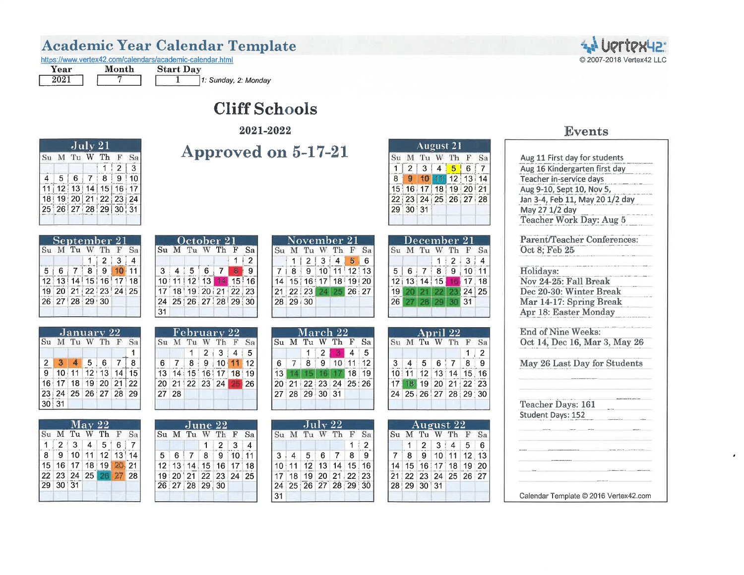# Academic Year Calendar Template

https://www.vertex42.com/calendars/academic-calendar.html

© 2007-2018 Vertex42 LLC

| Year | Month | Start Day |
|---|---|---|
| 2021 | 7 | 1 |

*1: Sunday, 2: Monday*

## Cliff Schools

### 2021-2022

## Approved on 5-17-21

### July 21

| Su | M | Tu | W | Th | F | Sa |
|---|---|---|---|---|---|---|
| | | | | 1 | 2 | 3 |
| 4 | 5 | 6 | 7 | 8 | 9 | 10 |
| 11 | 12 | 13 | 14 | 15 | 16 | 17 |
| 18 | 19 | 20 | 21 | 22 | 23 | 24 |
| 25 | 26 | 27 | 28 | 29 | 30 | 31 |

### August 21

| Su | M | Tu | W | Th | F | Sa |
|---|---|---|---|---|---|---|
| 1 | 2 | 3 | 4 | 5 | 6 | 7 |
| 8 | 9 | 10 | 11 | 12 | 13 | 14 |
| 15 | 16 | 17 | 18 | 19 | 20 | 21 |
| 22 | 23 | 24 | 25 | 26 | 27 | 28 |
| 29 | 30 | 31 | | | | |

### September 21

| Su | M | Tu | W | Th | F | Sa |
|---|---|---|---|---|---|---|
| | | | 1 | 2 | 3 | 4 |
| 5 | 6 | 7 | 8 | 9 | 10 | 11 |
| 12 | 13 | 14 | 15 | 16 | 17 | 18 |
| 19 | 20 | 21 | 22 | 23 | 24 | 25 |
| 26 | 27 | 28 | 29 | 30 | | |

### October 21

| Su | M | Tu | W | Th | F | Sa |
|---|---|---|---|---|---|---|
| | | | | | 1 | 2 |
| 3 | 4 | 5 | 6 | 7 | 8 | 9 |
| 10 | 11 | 12 | 13 | 14 | 15 | 16 |
| 17 | 18 | 19 | 20 | 21 | 22 | 23 |
| 24 | 25 | 26 | 27 | 28 | 29 | 30 |
| 31 | | | | | | |

### November 21

| Su | M | Tu | W | Th | F | Sa |
|---|---|---|---|---|---|---|
| | 1 | 2 | 3 | 4 | 5 | 6 |
| 7 | 8 | 9 | 10 | 11 | 12 | 13 |
| 14 | 15 | 16 | 17 | 18 | 19 | 20 |
| 21 | 22 | 23 | 24 | 25 | 26 | 27 |
| 28 | 29 | 30 | | | | |

### December 21

| Su | M | Tu | W | Th | F | Sa |
|---|---|---|---|---|---|---|
| | | | 1 | 2 | 3 | 4 |
| 5 | 6 | 7 | 8 | 9 | 10 | 11 |
| 12 | 13 | 14 | 15 | 16 | 17 | 18 |
| 19 | 20 | 21 | 22 | 23 | 24 | 25 |
| 26 | 27 | 28 | 29 | 30 | 31 | |

### January 22

| Su | M | Tu | W | Th | F | Sa |
|---|---|---|---|---|---|---|
| | | | | | | 1 |
| 2 | 3 | 4 | 5 | 6 | 7 | 8 |
| 9 | 10 | 11 | 12 | 13 | 14 | 15 |
| 16 | 17 | 18 | 19 | 20 | 21 | 22 |
| 23 | 24 | 25 | 26 | 27 | 28 | 29 |
| 30 | 31 | | | | | |

### February 22

| Su | M | Tu | W | Th | F | Sa |
|---|---|---|---|---|---|---|
| | | 1 | 2 | 3 | 4 | 5 |
| 6 | 7 | 8 | 9 | 10 | 11 | 12 |
| 13 | 14 | 15 | 16 | 17 | 18 | 19 |
| 20 | 21 | 22 | 23 | 24 | 25 | 26 |
| 27 | 28 | | | | | |

### March 22

| Su | M | Tu | W | Th | F | Sa |
|---|---|---|---|---|---|---|
| | | 1 | 2 | 3 | 4 | 5 |
| 6 | 7 | 8 | 9 | 10 | 11 | 12 |
| 13 | 14 | 15 | 16 | 17 | 18 | 19 |
| 20 | 21 | 22 | 23 | 24 | 25 | 26 |
| 27 | 28 | 29 | 30 | 31 | | |

### April 22

| Su | M | Tu | W | Th | F | Sa |
|---|---|---|---|---|---|---|
| | | | | | 1 | 2 |
| 3 | 4 | 5 | 6 | 7 | 8 | 9 |
| 10 | 11 | 12 | 13 | 14 | 15 | 16 |
| 17 | 18 | 19 | 20 | 21 | 22 | 23 |
| 24 | 25 | 26 | 27 | 28 | 29 | 30 |

### May 22

| Su | M | Tu | W | Th | F | Sa |
|---|---|---|---|---|---|---|
| 1 | 2 | 3 | 4 | 5 | 6 | 7 |
| 8 | 9 | 10 | 11 | 12 | 13 | 14 |
| 15 | 16 | 17 | 18 | 19 | 20 | 21 |
| 22 | 23 | 24 | 25 | 26 | 27 | 28 |
| 29 | 30 | 31 | | | | |

### June 22

| Su | M | Tu | W | Th | F | Sa |
|---|---|---|---|---|---|---|
| | | | 1 | 2 | 3 | 4 |
| 5 | 6 | 7 | 8 | 9 | 10 | 11 |
| 12 | 13 | 14 | 15 | 16 | 17 | 18 |
| 19 | 20 | 21 | 22 | 23 | 24 | 25 |
| 26 | 27 | 28 | 29 | 30 | | |

### July 22

| Su | M | Tu | W | Th | F | Sa |
|---|---|---|---|---|---|---|
| | | | | | 1 | 2 |
| 3 | 4 | 5 | 6 | 7 | 8 | 9 |
| 10 | 11 | 12 | 13 | 14 | 15 | 16 |
| 17 | 18 | 19 | 20 | 21 | 22 | 23 |
| 24 | 25 | 26 | 27 | 28 | 29 | 30 |
| 31 | | | | | | |

### August 22

| Su | M | Tu | W | Th | F | Sa |
|---|---|---|---|---|---|---|
| | 1 | 2 | 3 | 4 | 5 | 6 |
| 7 | 8 | 9 | 10 | 11 | 12 | 13 |
| 14 | 15 | 16 | 17 | 18 | 19 | 20 |
| 21 | 22 | 23 | 24 | 25 | 26 | 27 |
| 28 | 29 | 30 | 31 | | | |

## Events

Aug 11 First day for students
Aug 16 Kindergarten first day
Teacher in-service days
Aug 9-10, Sept 10, Nov 5,
Jan 3-4, Feb 11, May 20 1/2 day
May 27 1/2 day
Teacher Work Day: Aug 5

Parent/Teacher Conferences:
Oct 8; Feb 25

Holidays:
Nov 24-25: Fall Break
Dec 20-30: Winter Break
Mar 14-17: Spring Break
Apr 18: Easter Monday

End of Nine Weeks:
Oct 14, Dec 16, Mar 3, May 26

May 26 Last Day for Students

Teacher Days: 161
Student Days: 152

Calendar Template © 2016 Vertex42.com